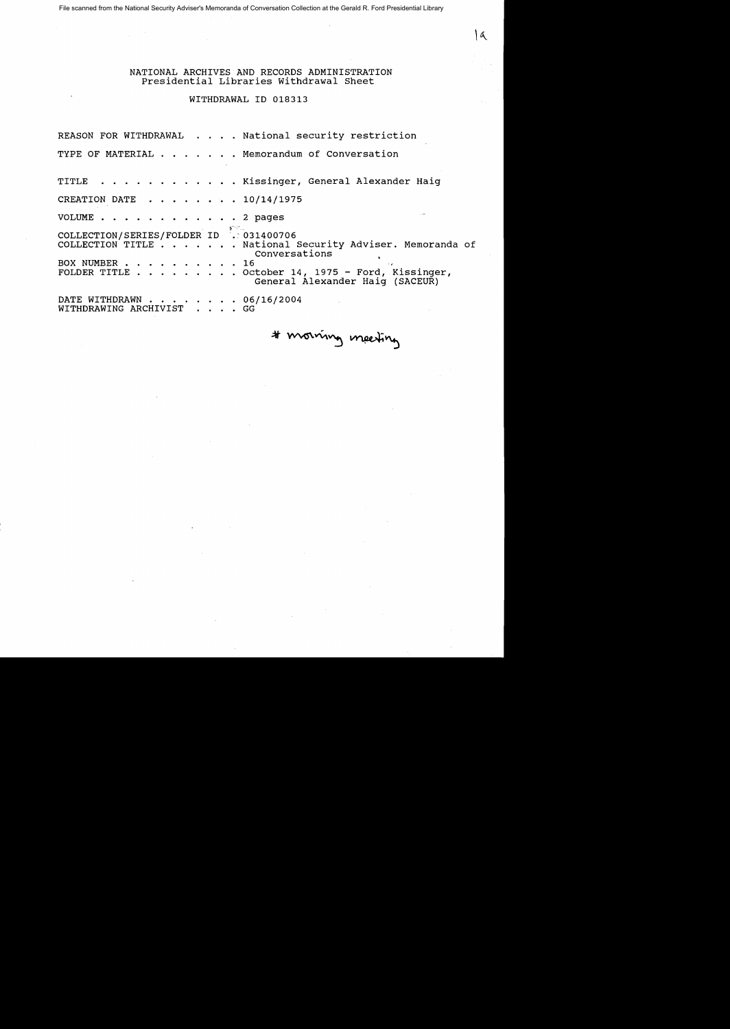File scanned from the National Security Adviser's Memoranda of Conversation Collection at the Gerald R. Ford Presidential Library

1a

NATIONAL ARCHIVES AND RECORDS ADMINISTRATION
Presidential Libraries Withdrawal Sheet

WITHDRAWAL ID 018313

REASON FOR WITHDRAWAL . . . . National security restriction

TYPE OF MATERIAL . . . . . . . Memorandum of Conversation

TITLE . . . . . . . . . . . . Kissinger, General Alexander Haig

CREATION DATE . . . . . . . . 10/14/1975

VOLUME . . . . . . . . . . . . 2 pages

COLLECTION/SERIES/FOLDER ID . 031400706
COLLECTION TITLE . . . . . . . National Security Adviser. Memoranda of Conversations
BOX NUMBER . . . . . . . . . . 16
FOLDER TITLE . . . . . . . . . October 14, 1975 - Ford, Kissinger, General Alexander Haig (SACEUR)

DATE WITHDRAWN . . . . . . . . 06/16/2004
WITHDRAWING ARCHIVIST . . . . GG

# morning meeting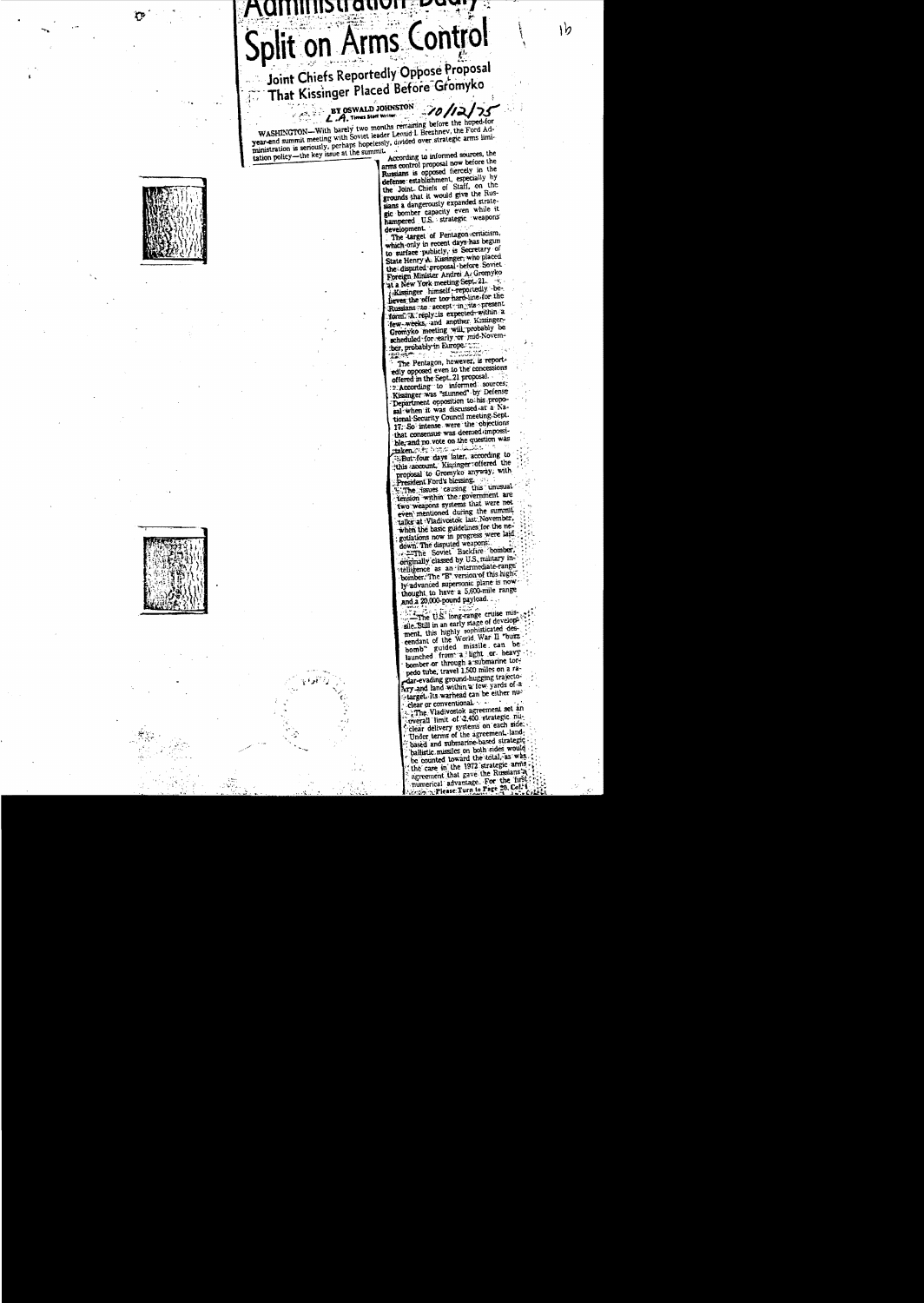# Administration Badly Split on Arms Control

## Joint Chiefs Reportedly Oppose Proposal That Kissinger Placed Before Gromyko

BY OSWALD JOHNSTON, L.A. Times Staff Writer — 10/12/75

WASHINGTON—With barely two months remaining before the hoped-for year-end summit meeting with Soviet leader Leonid I. Brezhnev, the Ford Administration is seriously, perhaps hopelessly, divided over strategic arms limitation policy—the key issue at the summit.

According to informed sources, the arms control proposal now before the Russians is opposed fiercely in the defense establishment, especially by the Joint Chiefs of Staff, on the grounds that it would give the Russians a dangerously expanded strategic bomber capacity even while it hampered U.S. strategic weapons development.

The target of Pentagon criticism, which only in recent days has begun to surface publicly, is Secretary of State Henry A. Kissinger, who placed the disputed proposal before Soviet Foreign Minister Andrei A. Gromyko at a New York meeting Sept. 21.

Kissinger himself reportedly believes the offer too hard-line for the Russians to accept in its present form. A reply is expected within a few weeks, and another Kissinger-Gromyko meeting will probably be scheduled for early or mid-November, probably in Europe.

The Pentagon, however, is reportedly opposed even to the concessions offered in the Sept. 21 proposal.

According to informed sources, Kissinger was "stunned" by Defense Department opposition to his proposal when it was discussed at a National Security Council meeting Sept. 17. So intense were the objections that consensus was deemed impossible, and no vote on the question was taken.

But four days later, according to this account, Kissinger offered the proposal to Gromyko anyway, with President Ford's blessing.

The issues causing this unusual tension within the government are two weapons systems that were not even mentioned during the summit talks at Vladivostok last November, when the basic guidelines for the negotiations now in progress were laid down. The disputed weapons:

—The Soviet Backfire bomber, originally classed by U.S. military intelligence as an intermediate-range bomber. The "B" version of this highly advanced supersonic plane is now thought to have a 5,600-mile range and a 20,000-pound payload.

—The U.S. long-range cruise missile. Still in an early stage of development, this highly sophisticated descendant of the World War II "buzz bomb" guided missile can be launched from a light or heavy bomber or through a submarine torpedo tube, travel 1,500 miles on a radar-evading ground-hugging trajectory and land within a few yards of a target. Its warhead can be either nuclear or conventional.

The Vladivostok agreement set an overall limit of 2,400 strategic nuclear delivery systems on each side. Under terms of the agreement, land-based and submarine-based strategic ballistic missiles on both sides would be counted toward the total, as was the case in the 1972 strategic arms agreement that gave the Russians a numerical advantage. For the first

Please Turn to Page 20, Col. 1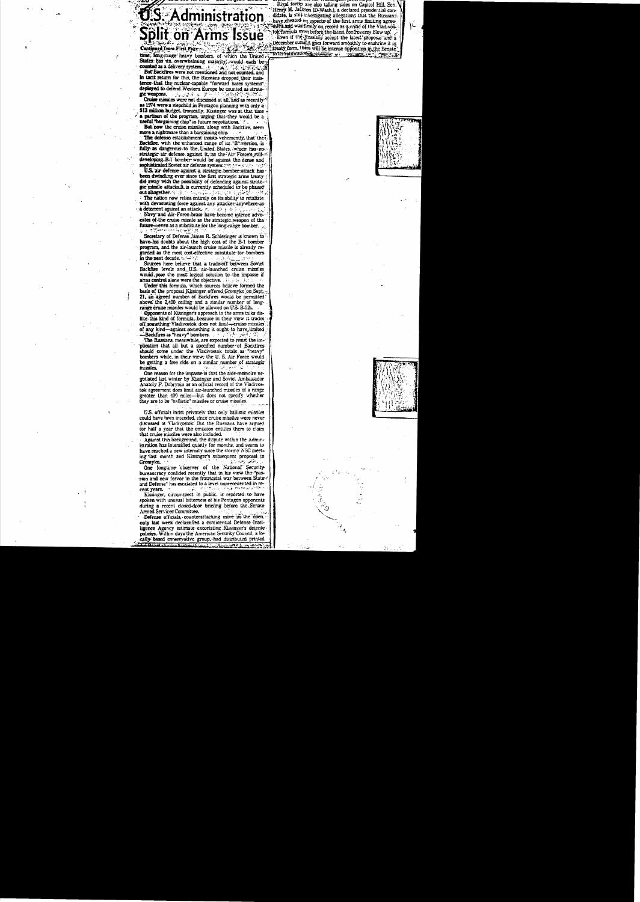# U.S. Administration Split on Arms Issue

Continued from First Page

time, long-range heavy bombers, of which the United States has an overwhelming majority, would each be counted as a delivery system.

But Backfires were not mentioned and not counted, and in tacit return for this, the Russians dropped their insistence that the nuclear-capable "forward bases systems" deployed to defend Western Europe be counted as strategic weapons.

Cruise missiles were not discussed at all, and as recently as 1974 were a stepchild in Pentagon planning with only a $13 million budget. Ironically, Kissinger was at that time a partisan of the program, urging that they would be a useful "bargaining chip" in future negotiations.

But now the cruise missiles, along with Backfire, seem more a nightmare than a bargaining chip.

The defense establishment insists vehemently that the Backfire, with the enhanced range of its "B" version, is fully as dangerous to the United States, which has no strategic air defense against it, as the Air Force's still-developing B-1 bomber would be against the dense and sophisticated Soviet air defense system.

U.S. air defense against a strategic bomber attack has been dwindling ever since the first strategic arms treaty did away with the possibility of defending against strategic missile attacks. It is currently scheduled to be phased out altogether.

The nation now relies entirely on its ability to retaliate with devastating force against any attacker anywhere as a deterrent against an attack.

Navy and Air Force brass have become intense advocates of the cruise missile as the strategic weapon of the future—even as a substitute for the long-range bomber.

Secretary of Defense James R. Schlesinger is known to have his doubts about the high cost of the B-1 bomber program, and the air-launch cruise missile is already regarded as the most cost-effective substitute for bombers in the next decade.

Sources here believe that a trade-off between Soviet Backfire levels and U.S. air-launched cruise missiles would pose the most logical solution to the impasse if arms control alone were the objective.

Under this formula, which sources believe formed the basis of the proposal Kissinger offered Gromyko on Sept. 21, an agreed number of Backfires would be permitted above the 2,400 ceiling and a similar number of long-range cruise missiles would be allowed on U.S. B-52s.

Opponents of Kissinger's approach to the arms talks dislike this kind of formula, because in their view it trades off something Vladivostok does not limit—cruise missiles of any kind—against something it ought to have limited—Backfires as "heavy" bombers.

The Russians, meanwhile, are expected to resist the implication that all but a specified number of Backfires should come under the Vladivostok totals as "heavy" bombers while, in their view, the U.S. Air Force would be getting a free ride on a similar number of strategic missiles.

One reason for the impasse is that the aide-memoire negotiated last winter by Kissinger and Soviet Ambassador Anatoly F. Dobrynin as an official record of the Vladivostok agreement does limit air-launched missiles of a range greater than 400 miles—but does not specify whether they are to be "ballistic" missiles or cruise missiles.

U.S. officials insist privately that only ballistic missiles could have been intended, since cruise missiles were never discussed at Vladivostok. But the Russians have argued for half a year that the omission entitles them to claim that cruise missiles were also included.

Against this background, the dispute within the Administration has intensified quietly for months, and seems to have reached a new intensity since the stormy NSC meeting last month and Kissinger's subsequent proposal to Gromyko.

One longtime observer of the National Security bureaucracy confided recently that in his view the "passion and new fervor in the fratricidal war between State and Defense" has escalated to a level unprecedented in recent years.

Kissinger, circumspect in public, is reported to have spoken with unusual bitterness of his Pentagon opponents during a recent closed-door briefing before the Senate Armed Services Committee.

Defense officials, counterattacking more in the open, only last week declassified a confidential Defense Intelligence Agency estimate excoriating Kissinger's detente policies. Within days the American Security Council, a locally based conservative group, had distributed printed

Rival forces are also taking sides on Capitol Hill. Sen. Henry M. Jackson (D-Wash.), a declared presidential candidate, is still investigating allegations that the Russians have cheated on aspects of the first arms limiting agreement and was firmly on record as a critic of the Vladivostok formula even before the latest controversy blew up.

Even if the Russians accept the latest proposal and a December summit goes forward smoothly to enshrine it in treaty form, there will be intense opposition in the Senate to its ratification.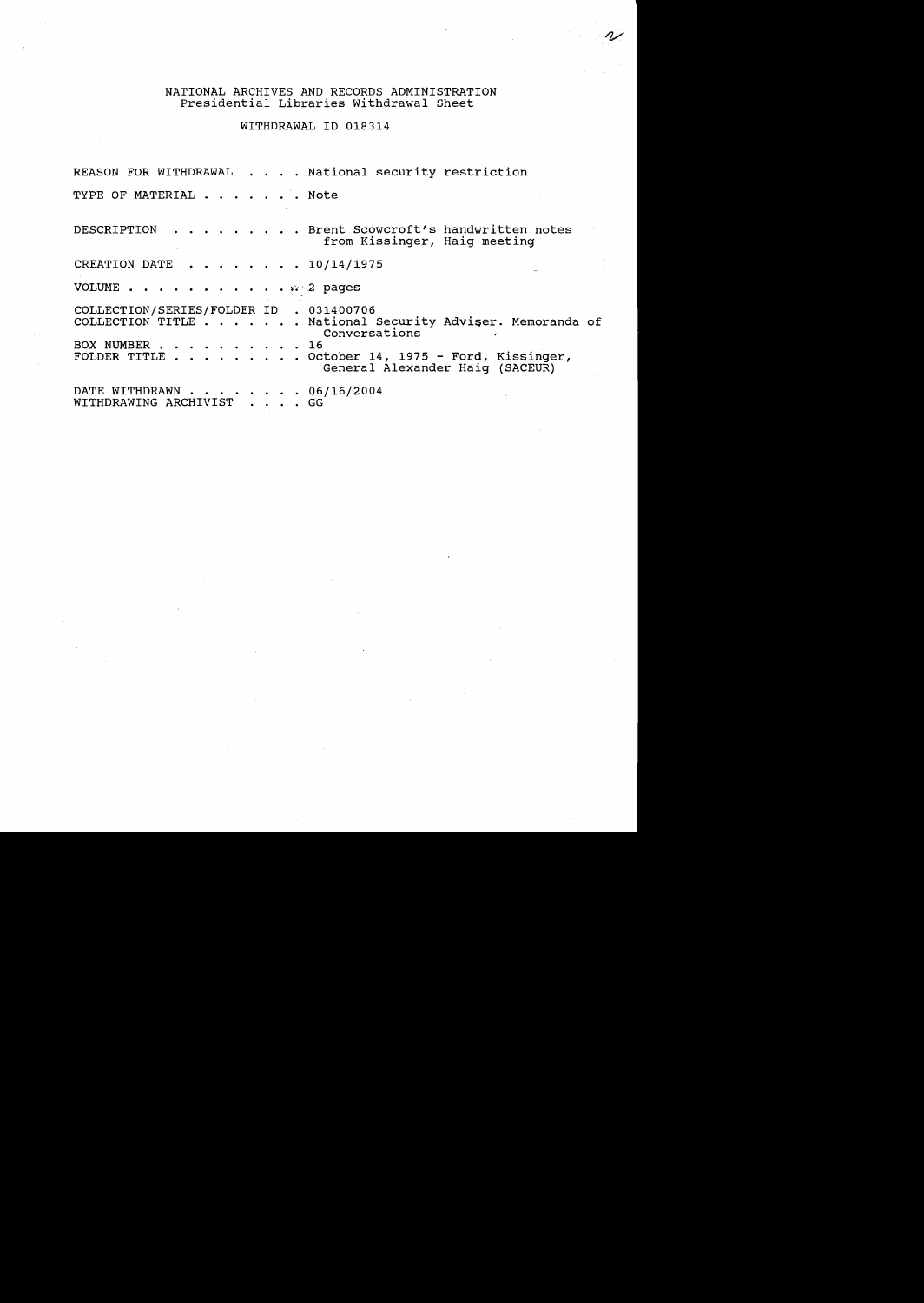NATIONAL ARCHIVES AND RECORDS ADMINISTRATION
Presidential Libraries Withdrawal Sheet

WITHDRAWAL ID 018314

REASON FOR WITHDRAWAL . . . . National security restriction

TYPE OF MATERIAL . . . . . . . Note

DESCRIPTION . . . . . . . . . Brent Scowcroft's handwritten notes from Kissinger, Haig meeting

CREATION DATE . . . . . . . . 10/14/1975

VOLUME . . . . . . . . . . . . 2 pages

COLLECTION/SERIES/FOLDER ID . 031400706
COLLECTION TITLE . . . . . . . National Security Adviser. Memoranda of Conversations
BOX NUMBER . . . . . . . . . . 16
FOLDER TITLE . . . . . . . . . October 14, 1975 - Ford, Kissinger, General Alexander Haig (SACEUR)

DATE WITHDRAWN . . . . . . . . 06/16/2004
WITHDRAWING ARCHIVIST . . . . GG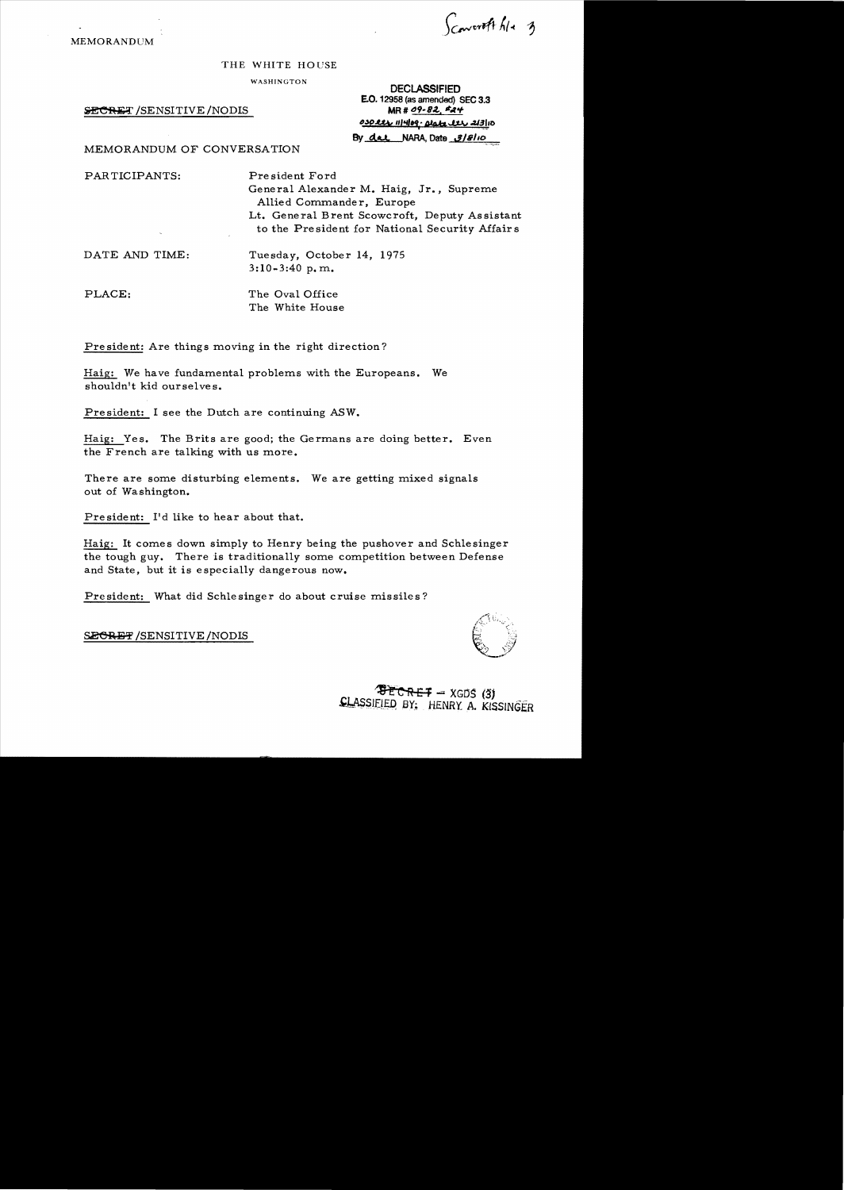Scowcroft file 3

MEMORANDUM

THE WHITE HOUSE

WASHINGTON

SECRET/SENSITIVE/NODIS

DECLASSIFIED
E.O. 12958 (as amended) SEC 3.3
MR # 09-82, #24
OSD ltr 11/4/09; State ltr 2/3/10
By dal NARA, Date 3/8/10

MEMORANDUM OF CONVERSATION

PARTICIPANTS: President Ford
General Alexander M. Haig, Jr., Supreme Allied Commander, Europe
Lt. General Brent Scowcroft, Deputy Assistant to the President for National Security Affairs

DATE AND TIME: Tuesday, October 14, 1975
3:10-3:40 p.m.

PLACE: The Oval Office
The White House

President: Are things moving in the right direction?

Haig: We have fundamental problems with the Europeans. We shouldn't kid ourselves.

President: I see the Dutch are continuing ASW.

Haig: Yes. The Brits are good; the Germans are doing better. Even the French are talking with us more.

There are some disturbing elements. We are getting mixed signals out of Washington.

President: I'd like to hear about that.

Haig: It comes down simply to Henry being the pushover and Schlesinger the tough guy. There is traditionally some competition between Defense and State, but it is especially dangerous now.

President: What did Schlesinger do about cruise missiles?

SECRET/SENSITIVE/NODIS

SECRET - XGDS (3)
CLASSIFIED BY: HENRY A. KISSINGER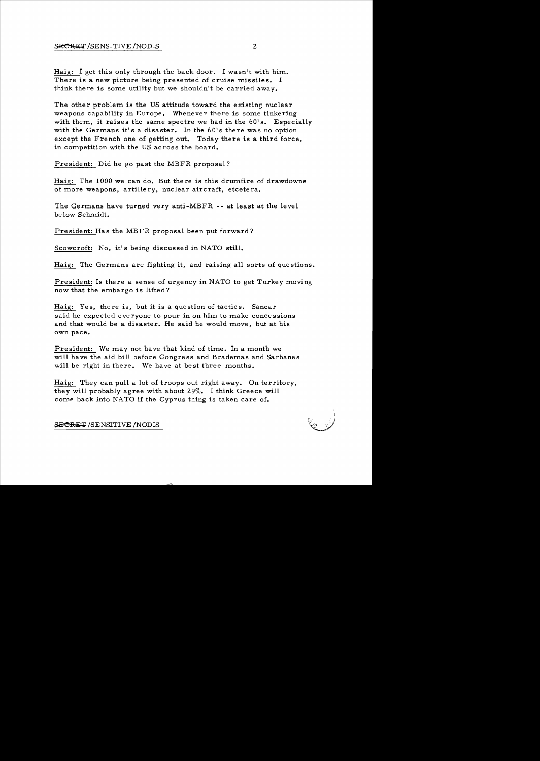Haig: I get this only through the back door. I wasn't with him. There is a new picture being presented of cruise missiles. I think there is some utility but we shouldn't be carried away.

The other problem is the US attitude toward the existing nuclear weapons capability in Europe. Whenever there is some tinkering with them, it raises the same spectre we had in the 60's. Especially with the Germans it's a disaster. In the 60's there was no option except the French one of getting out. Today there is a third force, in competition with the US across the board.

President: Did he go past the MBFR proposal?

Haig: The 1000 we can do. But there is this drumfire of drawdowns of more weapons, artillery, nuclear aircraft, etcetera.

The Germans have turned very anti-MBFR -- at least at the level below Schmidt.

President: Has the MBFR proposal been put forward?

Scowcroft: No, it's being discussed in NATO still.

Haig: The Germans are fighting it, and raising all sorts of questions.

President: Is there a sense of urgency in NATO to get Turkey moving now that the embargo is lifted?

Haig: Yes, there is, but it is a question of tactics. Sancar said he expected everyone to pour in on him to make concessions and that would be a disaster. He said he would move, but at his own pace.

President: We may not have that kind of time. In a month we will have the aid bill before Congress and Brademas and Sarbanes will be right in there. We have at best three months.

Haig: They can pull a lot of troops out right away. On territory, they will probably agree with about 29%. I think Greece will come back into NATO if the Cyprus thing is taken care of.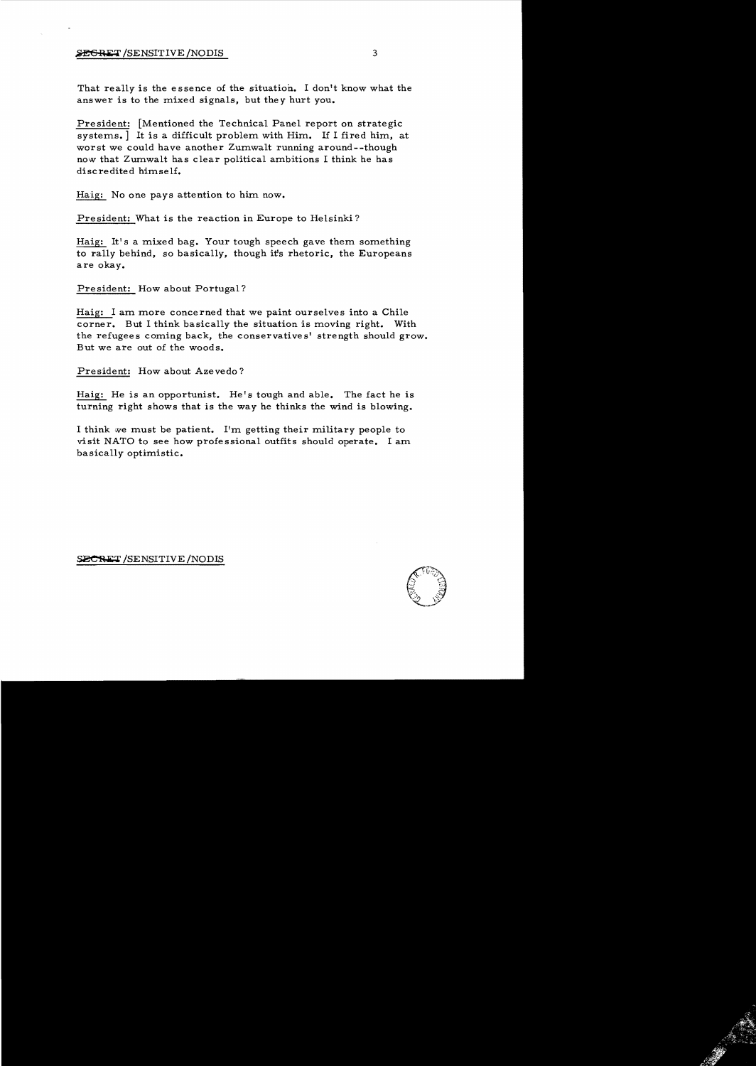That really is the essence of the situation. I don't know what the answer is to the mixed signals, but they hurt you.

President: [Mentioned the Technical Panel report on strategic systems.] It is a difficult problem with Him. If I fired him, at worst we could have another Zumwalt running around--though now that Zumwalt has clear political ambitions I think he has discredited himself.

Haig: No one pays attention to him now.

President: What is the reaction in Europe to Helsinki?

Haig: It's a mixed bag. Your tough speech gave them something to rally behind, so basically, though it's rhetoric, the Europeans are okay.

President: How about Portugal?

Haig: I am more concerned that we paint ourselves into a Chile corner. But I think basically the situation is moving right. With the refugees coming back, the conservatives' strength should grow. But we are out of the woods.

President: How about Azevedo?

Haig: He is an opportunist. He's tough and able. The fact he is turning right shows that is the way he thinks the wind is blowing.

I think we must be patient. I'm getting their military people to visit NATO to see how professional outfits should operate. I am basically optimistic.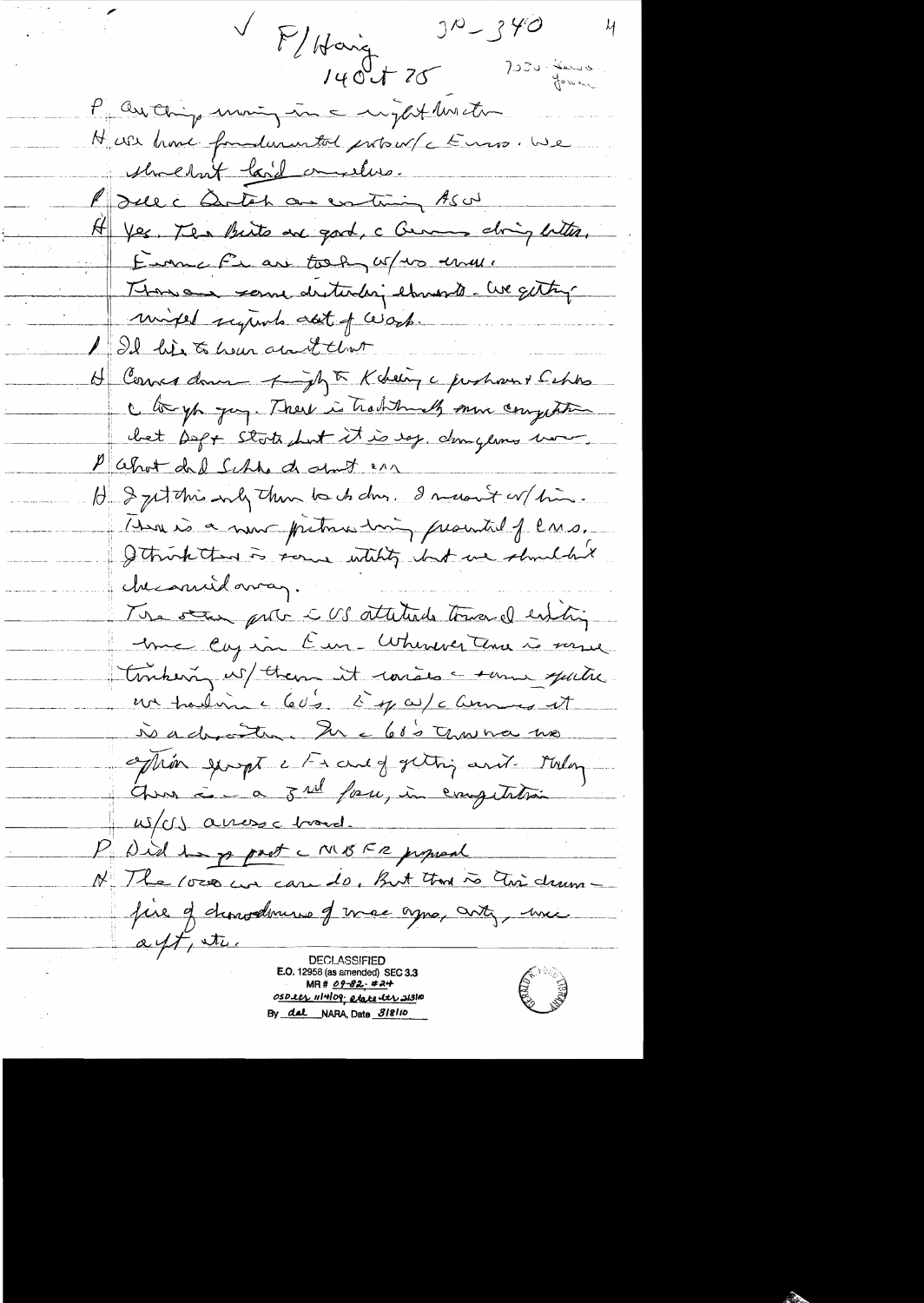√ P/Haig 10-340 4

14 Oct 75 7:30 - ... (Jones)

P Anything moving in a right direction

H We have fundamental problems w/ the Euros. We shouldn't kid ourselves.

P See the Dutch are continuing ASW

H Yes. The Brits are good, the Germans doing better. French & I are tooling w/ us well. There are some disturbing elements – we getting mixed signals out of Wash.

P I'd like to hear about that

H Comes down to fight between K[issinger] & Schl[esinger] – particularly since the 1st yr go. There is traditionally some competition but Dept & State but it is very dangerous now.

P What did Schl do about it

H I got this only thru back channels. I meant w/ him. There is a new picture being presented of Euros. I think there is some utility but we shouldn't be carried away.

The other part is US attitude toward existing over Cy[prus] in Euro – Whenever there is some tinkering w/ them it raises the same spectre we had in the 60's. The op w/ the Germans it is a dichotomy. In the 60's there was no option except the F & and of getting out. Today there is a 3rd force, in competition w/ US across the board.

P Did he get past the MBFR proposal

H The Euros can do. But there is this drumfire of chanting of mac oyms, anty, mac asft, etc.

DECLASSIFIED
E.O. 12958 (as amended) SEC 3.3
MR # 09-82; #24
OSD ltr 11/4/09; State ltr 3/3/10
By dal NARA, Date 3/8/10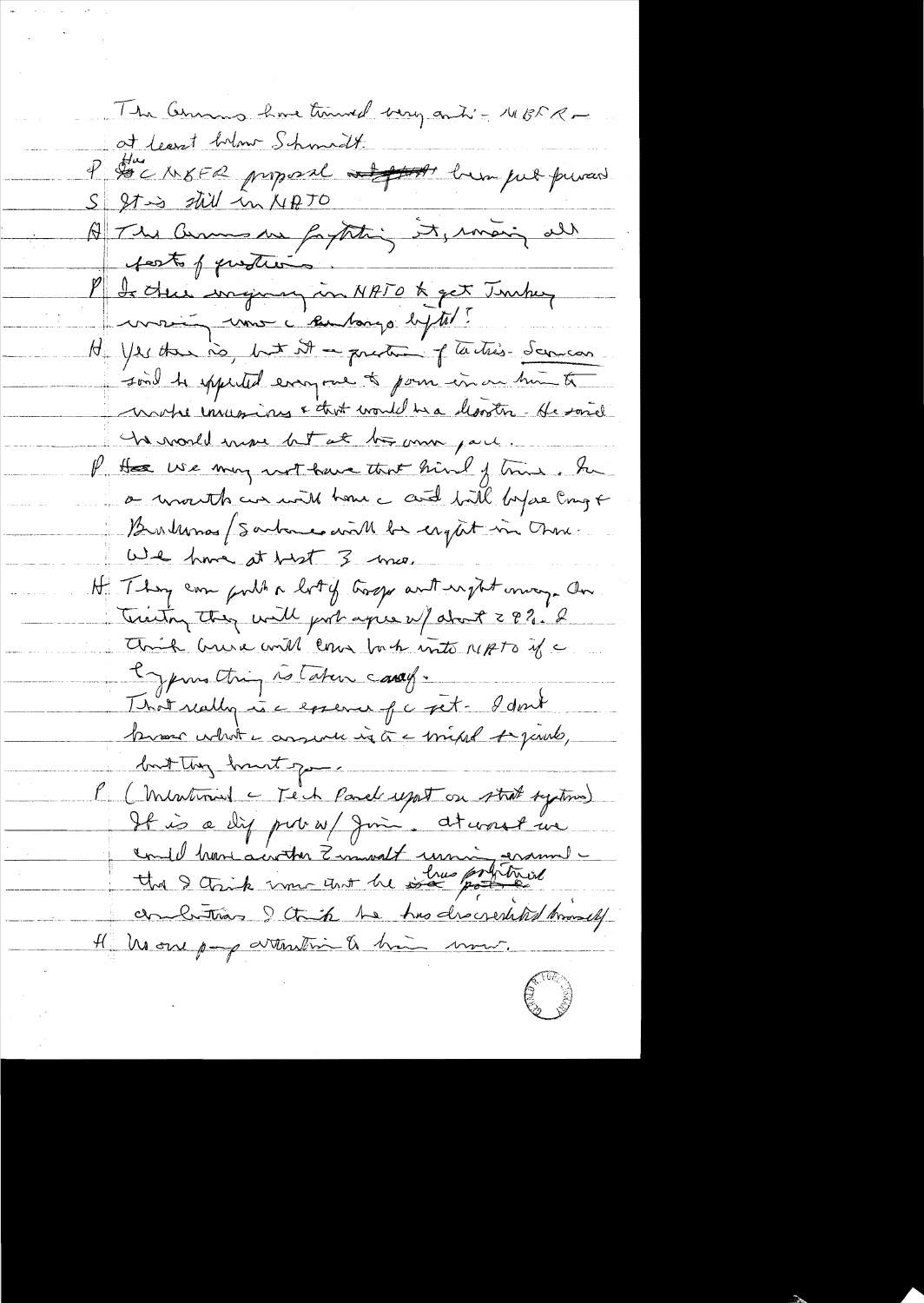The Germans have turned very anti-MBFR – at least below Schmidt.

P Has the MBFR proposal been put forward?

S It is still in NATO

H The Germans are fighting it, raising all sorts of questions.

P Is there anything in NATO to get Turkey moving now the embargo is lifted?

H Yes there is, but it is a question of tactics. Sancar said he expected everyone to pounce on him to make concessions & that would be a disaster. He said he would move but at his own pace.

P We may not have that kind of time. In a month we will have the aid bill before Cong & Brademas/Sarbanes will be enjoined in there. We have at best 3 mos.

H They can pull a lot of troops out right away. On Cyprus they will probably agree w/ about 28%. I think Greece will come back into NATO if the Cyprus thing is taken away.

That really is the essence of the set. I don't know what the answer is to the mixed brigade, but they don't go.

P (Mentioned the Tech Panel report on strat systems) It is a dif prob w/ Jim. At worst we could have another Zumwalt running around – tho I think now that he has political ambitions I think he has discredited himself.

H No one pays attention to him now.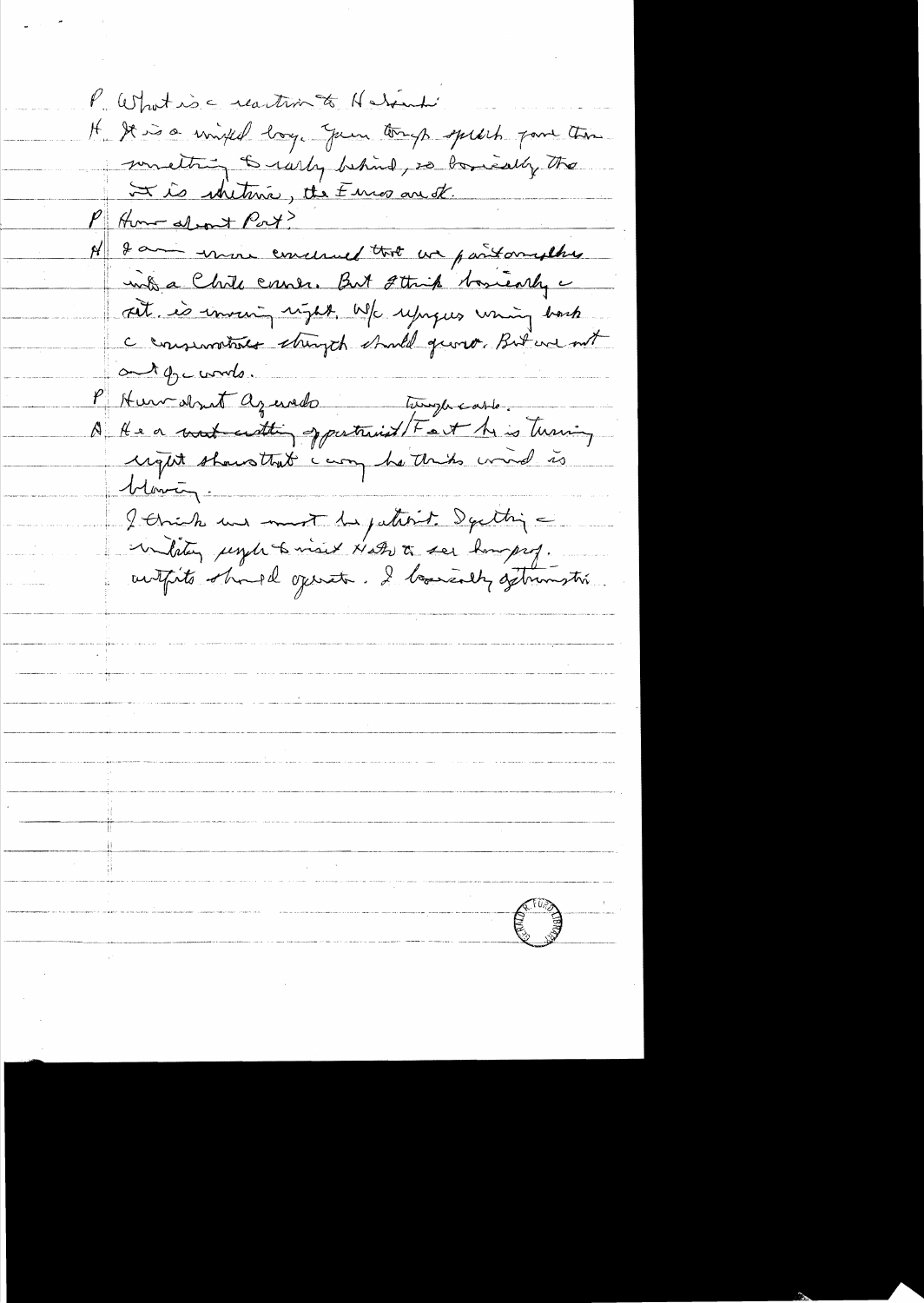P What is c reaction to Helsinki

H It is a mixed bag. Your tough speech paved the something to rarely behind, so basically the it is [illegible], the Euros and it.

P How about Port?

H I am more concerned that we paint ourselves into a Chile corner. But I think basically c sit. is moving right. W/c upsurges moving back c conservative strength should grow. But we not out of c woods.

P How about Azevedo — tough cookie.

A He a most exciting opportunist/Fact he is turning right shows that c way he thinks wind is blowing.

I think we must be patient. Sg. getting c military people to visit NATO to see how prof. outfits should operate. I basically optimistic.